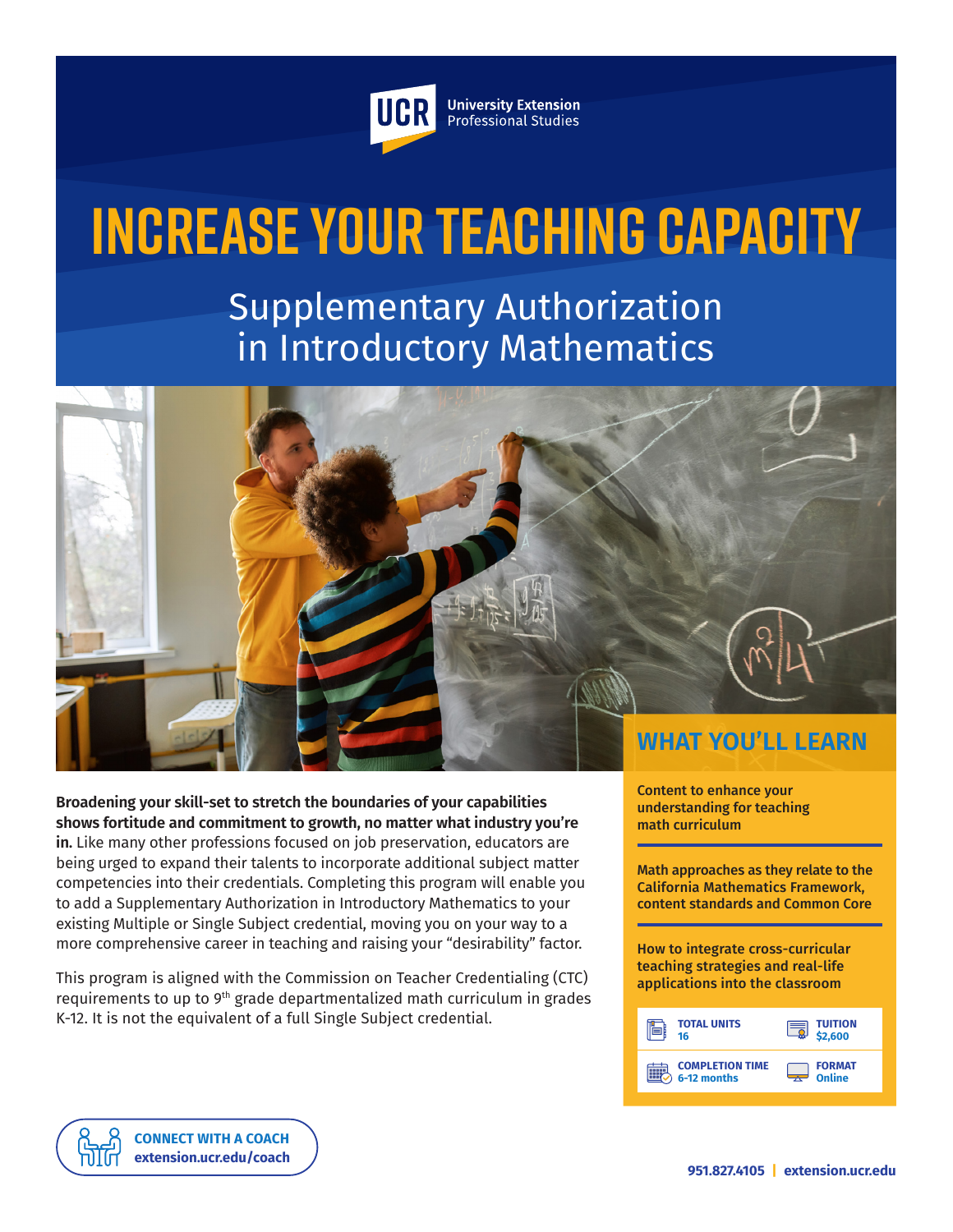UCR University Extension Professional Studies

# INCREASE YOUR TEACHING CAPACITY

## Supplementary Authorization in Introductory Mathematics

**Broadening your skill-set to stretch the boundaries of your capabilities shows fortitude and commitment to growth, no matter what industry you're in.** Like many other professions focused on job preservation, educators are being urged to expand their talents to incorporate additional subject matter competencies into their credentials. Completing this program will enable you to add a Supplementary Authorization in Introductory Mathematics to your existing Multiple or Single Subject credential, moving you on your way to a more comprehensive career in teaching and raising your "desirability" factor.

This program is aligned with the Commission on Teacher Credentialing (CTC) requirements to up to 9th grade departmentalized math curriculum in grades K-12. It is not the equivalent of a full Single Subject credential.

## WHAT YOU'LL LEARN

**Content to enhance your understanding for teaching math curriculum**

**Math approaches as they relate to the California Mathematics Framework, content standards and Common Core**

**How to integrate cross-curricular teaching strategies and real-life applications into the classroom**

| | |
|---|---|
| **TOTAL UNITS** 16 | **TUITION** $2,600 |
| **COMPLETION TIME** 6-12 months | **FORMAT** Online |

**CONNECT WITH A COACH**
**extension.ucr.edu/coach**

**951.827.4105 | extension.ucr.edu**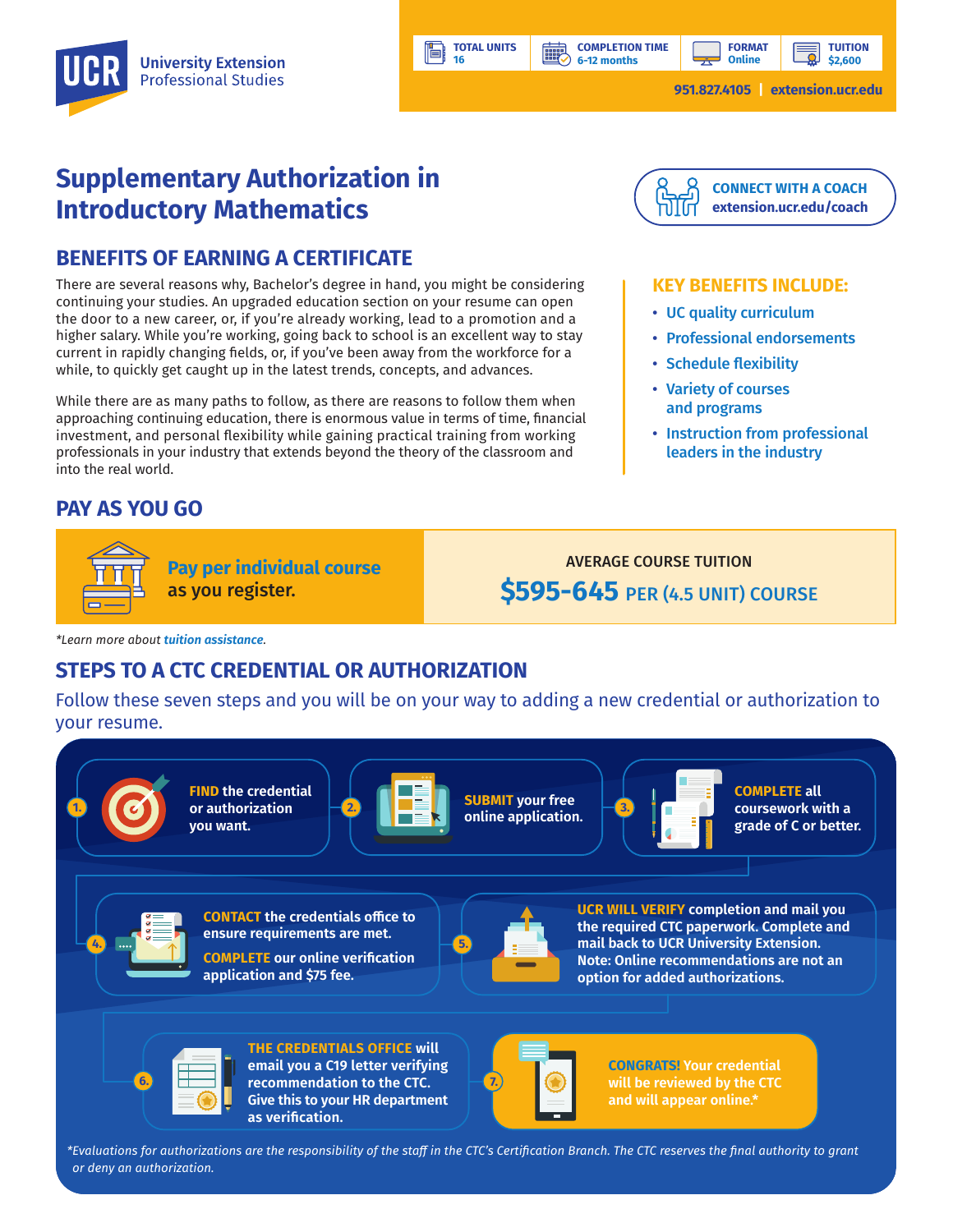**UCR University Extension Professional Studies**

| TOTAL UNITS | COMPLETION TIME | FORMAT | TUITION |
| --- | --- | --- | --- |
| 16 | 6-12 months | Online | $2,600 |

951.827.4105 | extension.ucr.edu

# Supplementary Authorization in Introductory Mathematics

**CONNECT WITH A COACH**
extension.ucr.edu/coach

## BENEFITS OF EARNING A CERTIFICATE

There are several reasons why, Bachelor's degree in hand, you might be considering continuing your studies. An upgraded education section on your resume can open the door to a new career, or, if you're already working, lead to a promotion and a higher salary. While you're working, going back to school is an excellent way to stay current in rapidly changing fields, or, if you've been away from the workforce for a while, to quickly get caught up in the latest trends, concepts, and advances.

While there are as many paths to follow, as there are reasons to follow them when approaching continuing education, there is enormous value in terms of time, financial investment, and personal flexibility while gaining practical training from working professionals in your industry that extends beyond the theory of the classroom and into the real world.

### KEY BENEFITS INCLUDE:

- UC quality curriculum
- Professional endorsements
- Schedule flexibility
- Variety of courses and programs
- Instruction from professional leaders in the industry

## PAY AS YOU GO

**Pay per individual course** as you register.

AVERAGE COURSE TUITION
**$595-645** PER (4.5 UNIT) COURSE

*Learn more about tuition assistance.*

## STEPS TO A CTC CREDENTIAL OR AUTHORIZATION

Follow these seven steps and you will be on your way to adding a new credential or authorization to your resume.

1. **FIND** the credential or authorization you want.
2. **SUBMIT** your free online application.
3. **COMPLETE** all coursework with a grade of C or better.
4. **CONTACT** the credentials office to ensure requirements are met. **COMPLETE** our online verification application and $75 fee.
5. **UCR WILL VERIFY** completion and mail you the required CTC paperwork. Complete and mail back to UCR University Extension. Note: Online recommendations are not an option for added authorizations.
6. **THE CREDENTIALS OFFICE** will email you a C19 letter verifying recommendation to the CTC. Give this to your HR department as verification.
7. **CONGRATS!** Your credential will be reviewed by the CTC and will appear online.*

*\*Evaluations for authorizations are the responsibility of the staff in the CTC's Certification Branch. The CTC reserves the final authority to grant or deny an authorization.*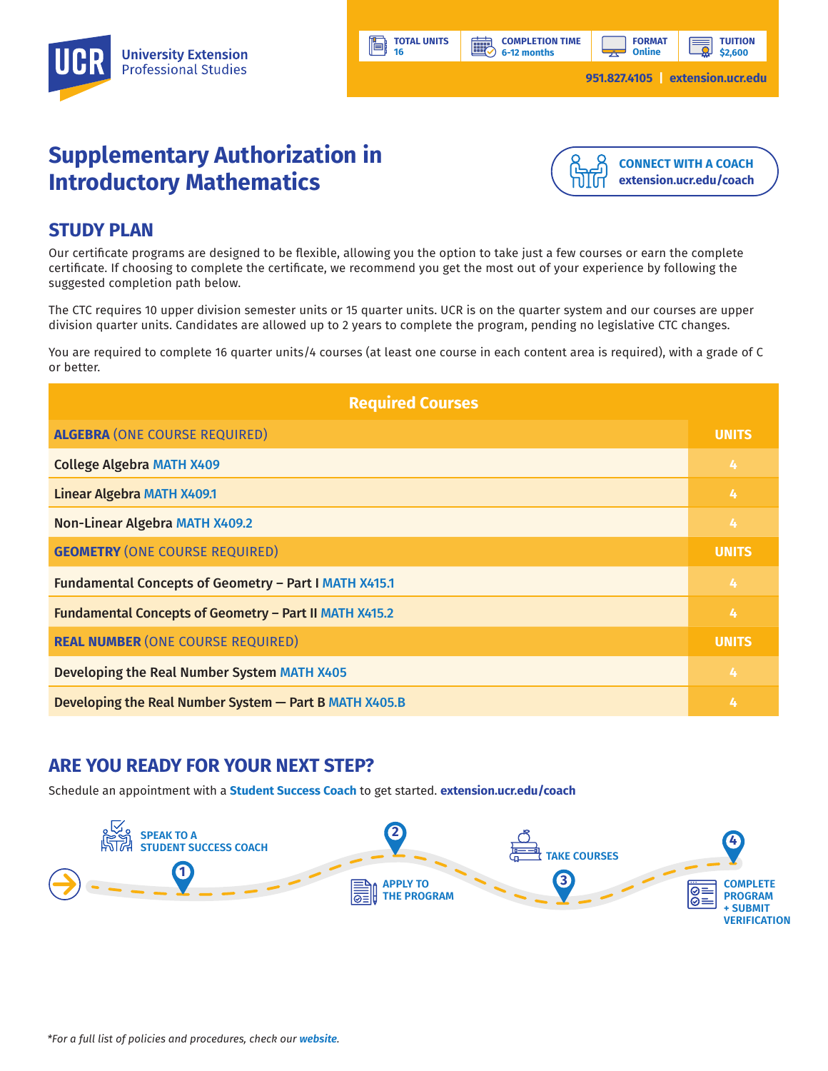UCR University Extension
Professional Studies

| TOTAL UNITS | COMPLETION TIME | FORMAT | TUITION |
|---|---|---|---|
| 16 | 6-12 months | Online | $2,600 |

951.827.4105 | extension.ucr.edu

# Supplementary Authorization in Introductory Mathematics

**CONNECT WITH A COACH**
**extension.ucr.edu/coach**

## STUDY PLAN

Our certificate programs are designed to be flexible, allowing you the option to take just a few courses or earn the complete certificate. If choosing to complete the certificate, we recommend you get the most out of your experience by following the suggested completion path below.

The CTC requires 10 upper division semester units or 15 quarter units. UCR is on the quarter system and our courses are upper division quarter units. Candidates are allowed up to 2 years to complete the program, pending no legislative CTC changes.

You are required to complete 16 quarter units/4 courses (at least one course in each content area is required), with a grade of C or better.

| Required Courses | |
|---|---|
| **ALGEBRA** (ONE COURSE REQUIRED) | **UNITS** |
| College Algebra MATH X409 | 4 |
| Linear Algebra MATH X409.1 | 4 |
| Non-Linear Algebra MATH X409.2 | 4 |
| **GEOMETRY** (ONE COURSE REQUIRED) | **UNITS** |
| Fundamental Concepts of Geometry – Part I MATH X415.1 | 4 |
| Fundamental Concepts of Geometry – Part II MATH X415.2 | 4 |
| **REAL NUMBER** (ONE COURSE REQUIRED) | **UNITS** |
| Developing the Real Number System MATH X405 | 4 |
| Developing the Real Number System — Part B MATH X405.B | 4 |

## ARE YOU READY FOR YOUR NEXT STEP?

Schedule an appointment with a **Student Success Coach** to get started. **extension.ucr.edu/coach**

1. SPEAK TO A STUDENT SUCCESS COACH
2. APPLY TO THE PROGRAM
3. TAKE COURSES
4. COMPLETE PROGRAM + SUBMIT VERIFICATION

*For a full list of policies and procedures, check our **website**.*